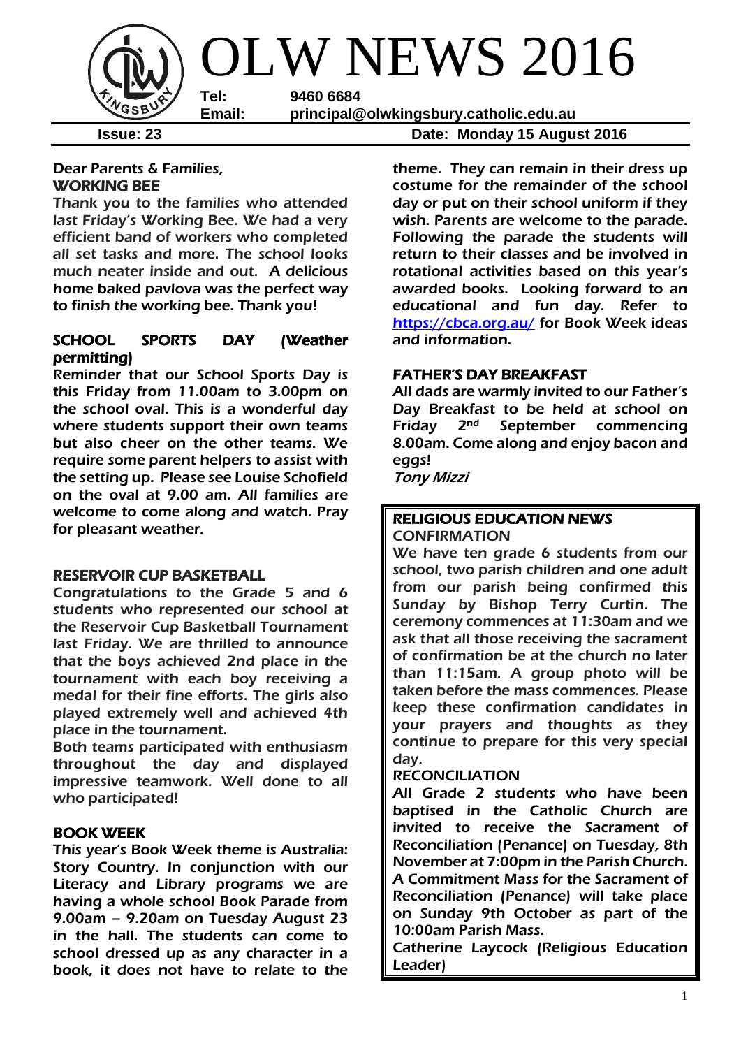# OLW NEWS 2016

**Tel:** 9460 6684
**Email:** principal@olwkingsbury.catholic.edu.au

**Issue: 23** **Date: Monday 15 August 2016**

Dear Parents & Families,

## WORKING BEE

Thank you to the families who attended last Friday's Working Bee. We had a very efficient band of workers who completed all set tasks and more. The school looks much neater inside and out. A delicious home baked pavlova was the perfect way to finish the working bee. Thank you!

## SCHOOL SPORTS DAY (Weather permitting)

Reminder that our School Sports Day is this Friday from 11.00am to 3.00pm on the school oval. This is a wonderful day where students support their own teams but also cheer on the other teams. We require some parent helpers to assist with the setting up. Please see Louise Schofield on the oval at 9.00 am. All families are welcome to come along and watch. Pray for pleasant weather.

## RESERVOIR CUP BASKETBALL

Congratulations to the Grade 5 and 6 students who represented our school at the Reservoir Cup Basketball Tournament last Friday. We are thrilled to announce that the boys achieved 2nd place in the tournament with each boy receiving a medal for their fine efforts. The girls also played extremely well and achieved 4th place in the tournament.

Both teams participated with enthusiasm throughout the day and displayed impressive teamwork. Well done to all who participated!

## BOOK WEEK

This year's Book Week theme is Australia: Story Country. In conjunction with our Literacy and Library programs we are having a whole school Book Parade from 9.00am – 9.20am on Tuesday August 23 in the hall. The students can come to school dressed up as any character in a book, it does not have to relate to the theme. They can remain in their dress up costume for the remainder of the school day or put on their school uniform if they wish. Parents are welcome to the parade. Following the parade the students will return to their classes and be involved in rotational activities based on this year's awarded books. Looking forward to an educational and fun day. Refer to https://cbca.org.au/ for Book Week ideas and information.

## FATHER'S DAY BREAKFAST

All dads are warmly invited to our Father's Day Breakfast to be held at school on Friday 2nd September commencing 8.00am. Come along and enjoy bacon and eggs!

*Tony Mizzi*

## RELIGIOUS EDUCATION NEWS

### CONFIRMATION

We have ten grade 6 students from our school, two parish children and one adult from our parish being confirmed this Sunday by Bishop Terry Curtin. The ceremony commences at 11:30am and we ask that all those receiving the sacrament of confirmation be at the church no later than 11:15am. A group photo will be taken before the mass commences. Please keep these confirmation candidates in your prayers and thoughts as they continue to prepare for this very special day.

### RECONCILIATION

All Grade 2 students who have been baptised in the Catholic Church are invited to receive the Sacrament of Reconciliation (Penance) on Tuesday, 8th November at 7:00pm in the Parish Church. A Commitment Mass for the Sacrament of Reconciliation (Penance) will take place on Sunday 9th October as part of the 10:00am Parish Mass.

Catherine Laycock (Religious Education Leader)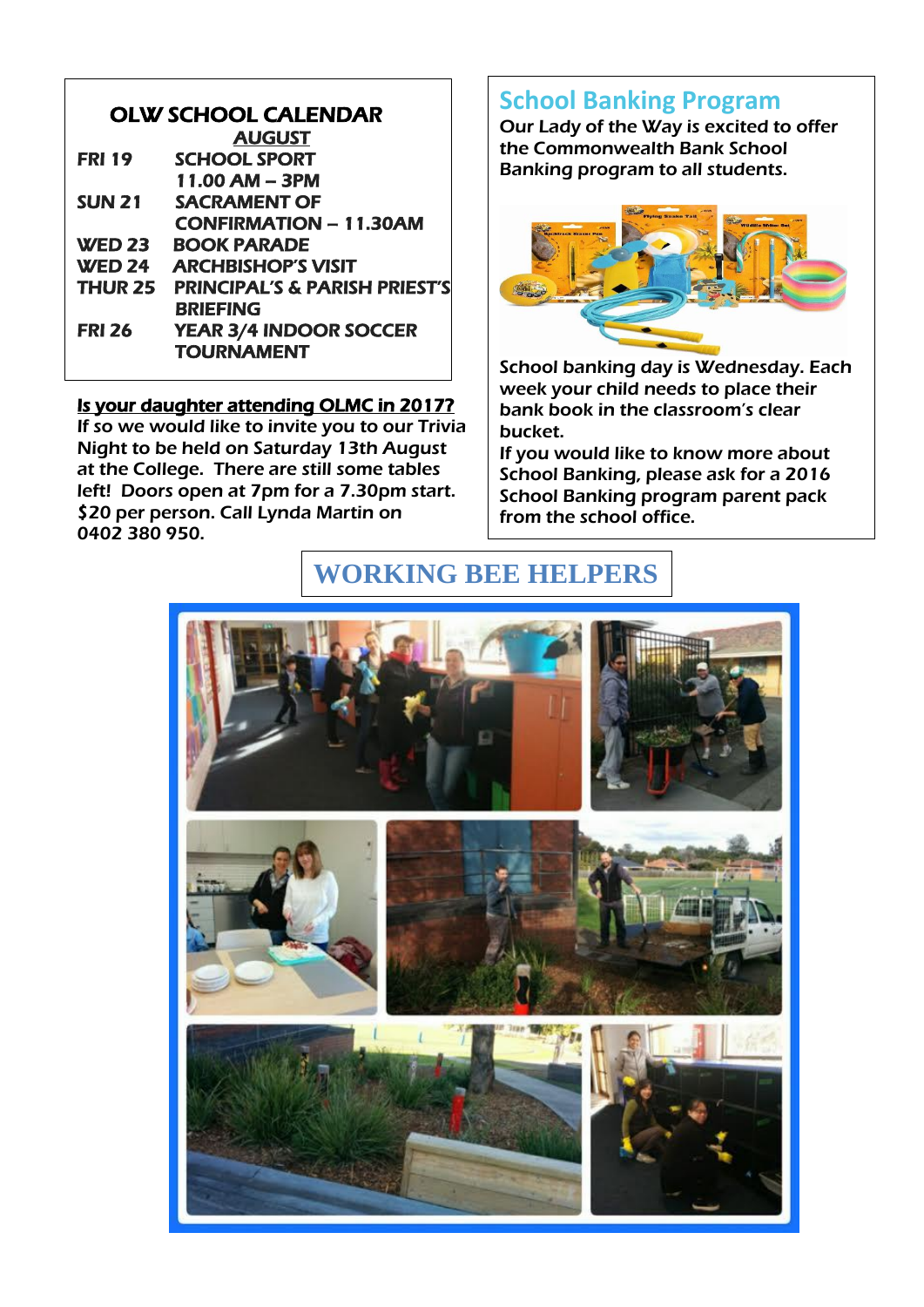## OLW SCHOOL CALENDAR

**AUGUST**

| | |
|---|---|
| **FRI 19** | **SCHOOL SPORT 11.00 AM – 3PM** |
| **SUN 21** | **SACRAMENT OF CONFIRMATION – 11.30AM** |
| **WED 23** | **BOOK PARADE** |
| **WED 24** | **ARCHBISHOP'S VISIT** |
| **THUR 25** | **PRINCIPAL'S & PARISH PRIEST'S BRIEFING** |
| **FRI 26** | **YEAR 3/4 INDOOR SOCCER TOURNAMENT** |

**Is your daughter attending OLMC in 2017?**

If so we would like to invite you to our Trivia Night to be held on Saturday 13th August at the College. There are still some tables left! Doors open at 7pm for a 7.30pm start. $20 per person. Call Lynda Martin on 0402 380 950.

## School Banking Program

Our Lady of the Way is excited to offer the Commonwealth Bank School Banking program to all students.

School banking day is Wednesday. Each week your child needs to place their bank book in the classroom's clear bucket.

If you would like to know more about School Banking, please ask for a 2016 School Banking program parent pack from the school office.

## WORKING BEE HELPERS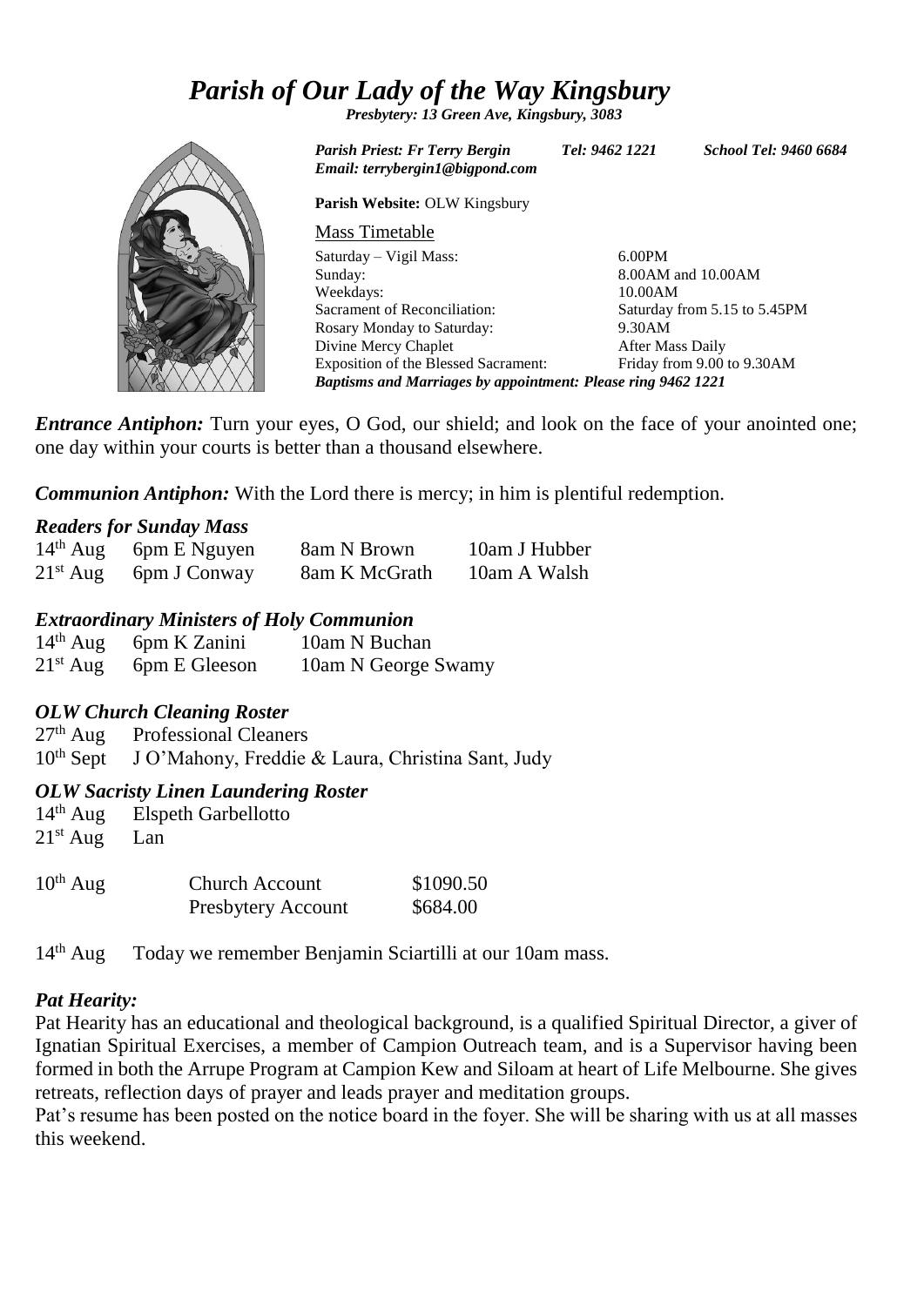# *Parish of Our Lady of the Way Kingsbury*

***Presbytery: 13 Green Ave, Kingsbury, 3083***

***Parish Priest: Fr Terry Bergin*** ***Tel: 9462 1221*** ***School Tel: 9460 6684***
***Email: terrybergin1@bigpond.com***

**Parish Website:** OLW Kingsbury

Mass Timetable

| | |
|---|---|
| Saturday – Vigil Mass: | 6.00PM |
| Sunday: | 8.00AM and 10.00AM |
| Weekdays: | 10.00AM |
| Sacrament of Reconciliation: | Saturday from 5.15 to 5.45PM |
| Rosary Monday to Saturday: | 9.30AM |
| Divine Mercy Chaplet | After Mass Daily |
| Exposition of the Blessed Sacrament: | Friday from 9.00 to 9.30AM |

***Baptisms and Marriages by appointment: Please ring 9462 1221***

***Entrance Antiphon:*** Turn your eyes, O God, our shield; and look on the face of your anointed one; one day within your courts is better than a thousand elsewhere.

***Communion Antiphon:*** With the Lord there is mercy; in him is plentiful redemption.

### *Readers for Sunday Mass*

| | | | |
|---|---|---|---|
| 14th Aug | 6pm E Nguyen | 8am N Brown | 10am J Hubber |
| 21st Aug | 6pm J Conway | 8am K McGrath | 10am A Walsh |

### *Extraordinary Ministers of Holy Communion*

| | | |
|---|---|---|
| 14th Aug | 6pm K Zanini | 10am N Buchan |
| 21st Aug | 6pm E Gleeson | 10am N George Swamy |

### *OLW Church Cleaning Roster*

| | |
|---|---|
| 27th Aug | Professional Cleaners |
| 10th Sept | J O'Mahony, Freddie & Laura, Christina Sant, Judy |

### *OLW Sacristy Linen Laundering Roster*

| | |
|---|---|
| 14th Aug | Elspeth Garbellotto |
| 21st Aug | Lan |

| | | |
|---|---|---|
| 10th Aug | Church Account | \$1090.50 |
| | Presbytery Account | \$684.00 |

14th Aug Today we remember Benjamin Sciartilli at our 10am mass.

### *Pat Hearity:*

Pat Hearity has an educational and theological background, is a qualified Spiritual Director, a giver of Ignatian Spiritual Exercises, a member of Campion Outreach team, and is a Supervisor having been formed in both the Arrupe Program at Campion Kew and Siloam at heart of Life Melbourne. She gives retreats, reflection days of prayer and leads prayer and meditation groups.

Pat's resume has been posted on the notice board in the foyer. She will be sharing with us at all masses this weekend.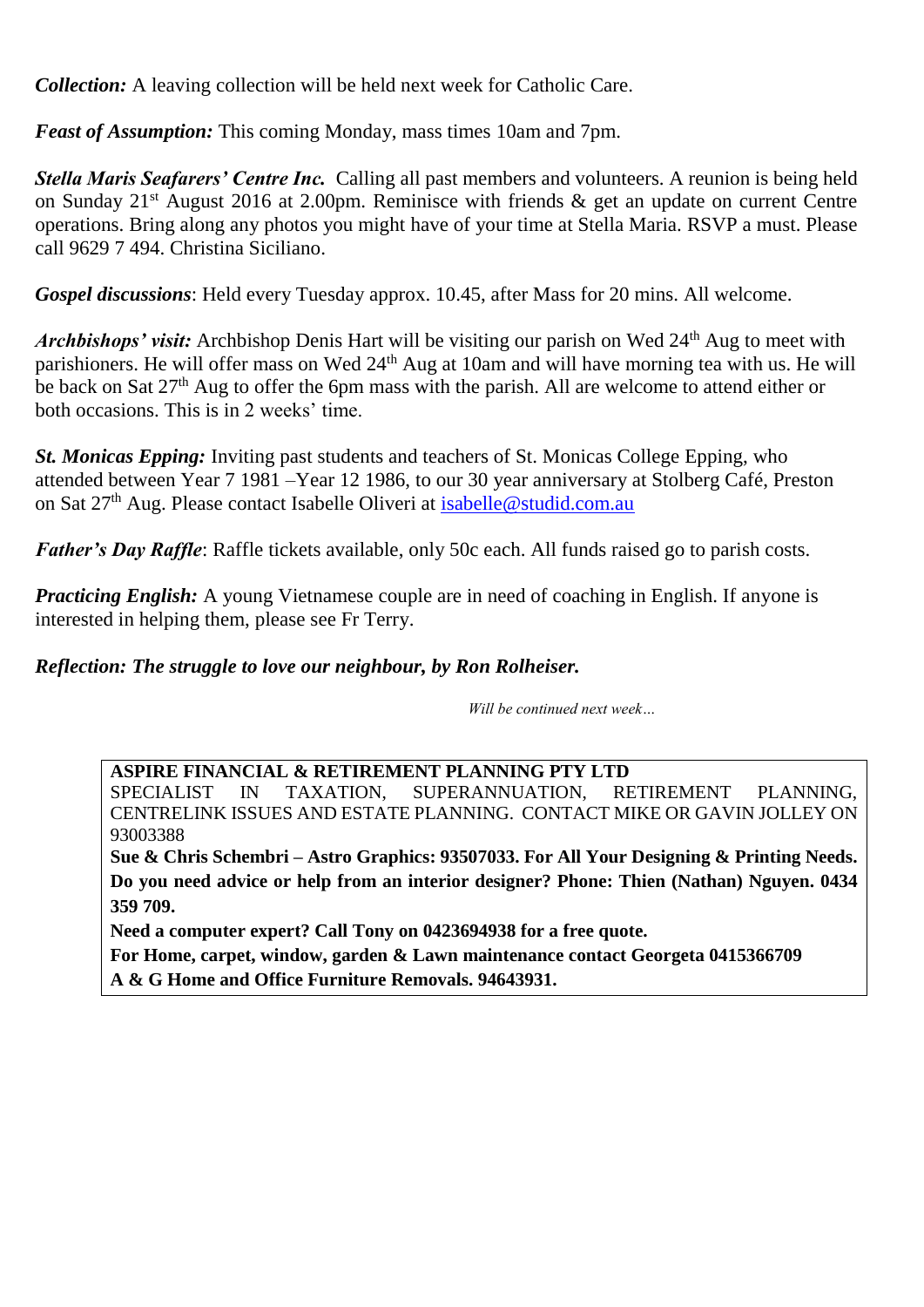***Collection:*** A leaving collection will be held next week for Catholic Care.

***Feast of Assumption:*** This coming Monday, mass times 10am and 7pm.

***Stella Maris Seafarers' Centre Inc.*** Calling all past members and volunteers. A reunion is being held on Sunday 21st August 2016 at 2.00pm. Reminisce with friends & get an update on current Centre operations. Bring along any photos you might have of your time at Stella Maria. RSVP a must. Please call 9629 7 494. Christina Siciliano.

***Gospel discussions***: Held every Tuesday approx. 10.45, after Mass for 20 mins. All welcome.

***Archbishops' visit:*** Archbishop Denis Hart will be visiting our parish on Wed 24th Aug to meet with parishioners. He will offer mass on Wed 24th Aug at 10am and will have morning tea with us. He will be back on Sat 27th Aug to offer the 6pm mass with the parish. All are welcome to attend either or both occasions. This is in 2 weeks' time.

***St. Monicas Epping:*** Inviting past students and teachers of St. Monicas College Epping, who attended between Year 7 1981 –Year 12 1986, to our 30 year anniversary at Stolberg Café, Preston on Sat 27th Aug. Please contact Isabelle Oliveri at isabelle@studid.com.au

***Father's Day Raffle***: Raffle tickets available, only 50c each. All funds raised go to parish costs.

***Practicing English:*** A young Vietnamese couple are in need of coaching in English. If anyone is interested in helping them, please see Fr Terry.

***Reflection: The struggle to love our neighbour, by Ron Rolheiser.***

*Will be continued next week…*

**ASPIRE FINANCIAL & RETIREMENT PLANNING PTY LTD**
SPECIALIST IN TAXATION, SUPERANNUATION, RETIREMENT PLANNING, CENTRELINK ISSUES AND ESTATE PLANNING. CONTACT MIKE OR GAVIN JOLLEY ON 93003388

**Sue & Chris Schembri – Astro Graphics: 93507033. For All Your Designing & Printing Needs.**

**Do you need advice or help from an interior designer? Phone: Thien (Nathan) Nguyen. 0434 359 709.**

**Need a computer expert? Call Tony on 0423694938 for a free quote.**

**For Home, carpet, window, garden & Lawn maintenance contact Georgeta 0415366709**

**A & G Home and Office Furniture Removals. 94643931.**